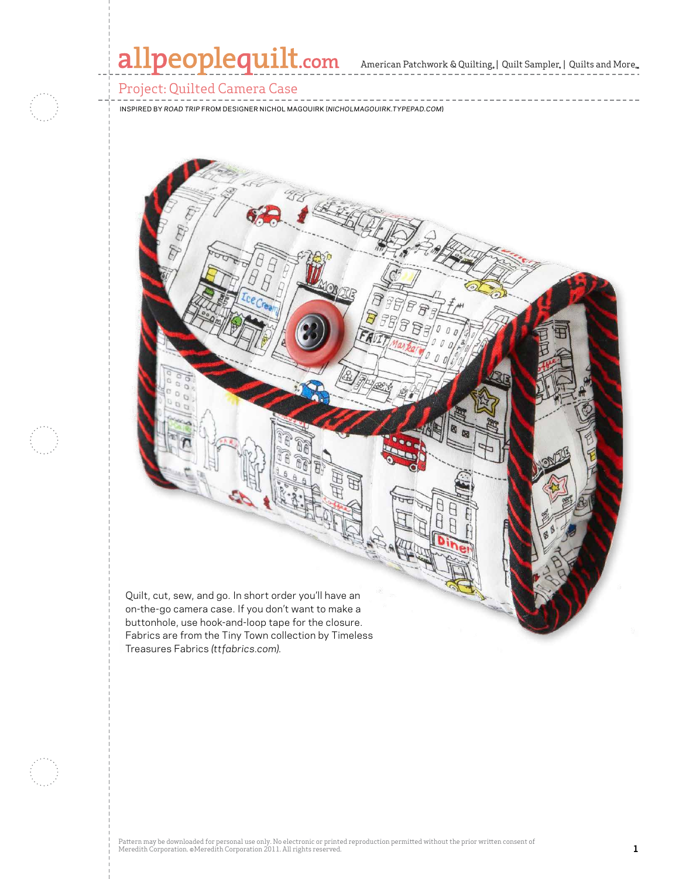# Project: Quilted Camera Case

INSPIRED BY *ROAD TRIP* FROM DESIGNER NICHOL MAGOUIRK (*NICHOLMAGOUIRK.TYPEPAD.COM*)

Quilt, cut, sew, and go. In short order you'll have an on-the-go camera case. If you don't want to make a buttonhole, use hook-and-loop tape for the closure. Fabrics are from the Tiny Town collection by Timeless Treasures Fabrics *(ttfabrics.com)*.

Pattern may be downloaded for personal use only. No electronic or printed reproduction permitted without the prior written consent of Meredith Corporation. ©Meredith Corporation 2011. All rights reserved.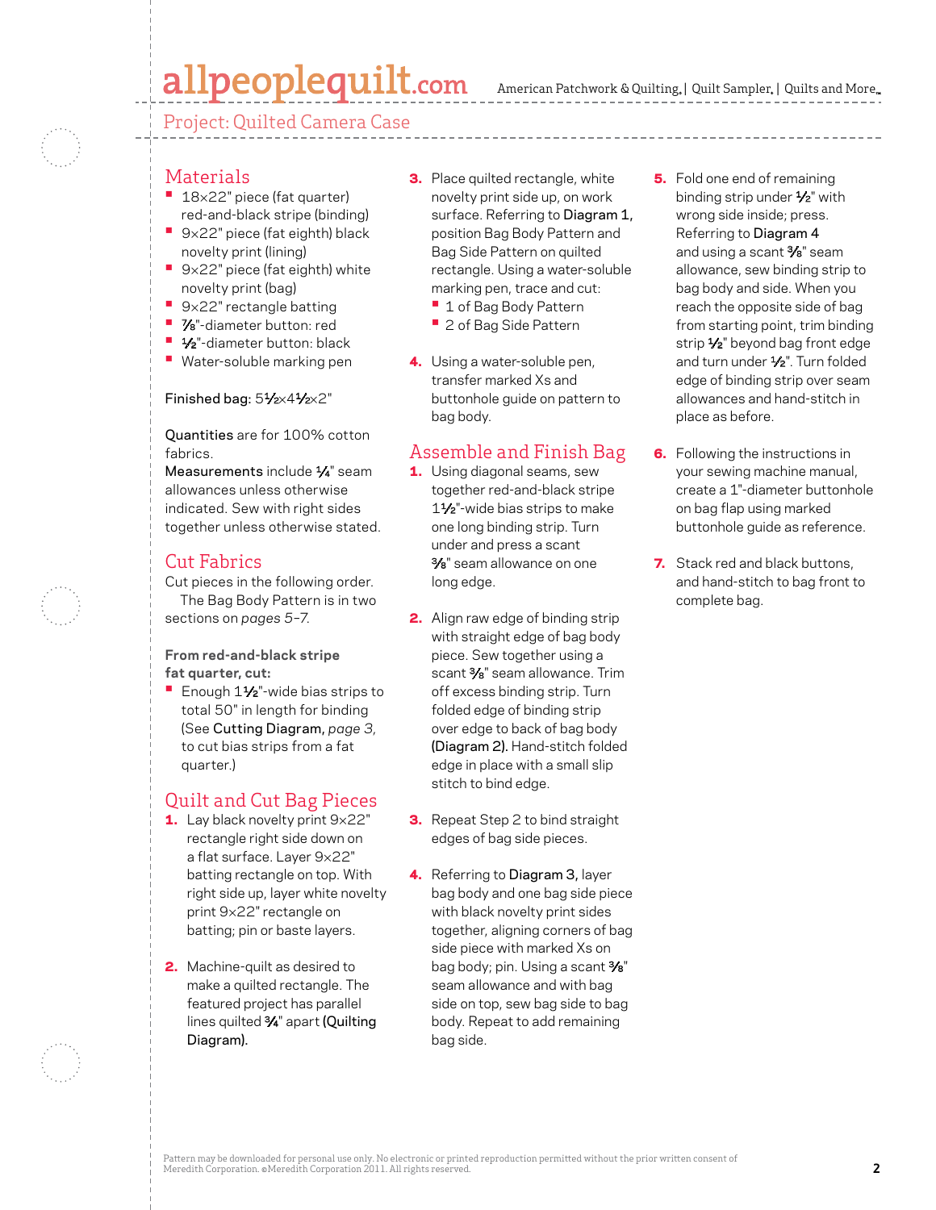## Project: Quilted Camera Case

## Materials

- 18×22" piece (fat quarter) red-and-black stripe (binding)
- 9×22" piece (fat eighth) black novelty print (lining)
- 9×22" piece (fat eighth) white novelty print (bag)
- 9×22" rectangle batting
- ⅞"-diameter button: red
- ½"-diameter button: black
- Water-soluble marking pen

Finished bag: 5½×4½×2"

**Quantities** are for 100% cotton fabrics.

**Measurements** include ¼" seam allowances unless otherwise indicated. Sew with right sides together unless otherwise stated.

## Cut Fabrics

Cut pieces in the following order.

The Bag Body Pattern is in two sections on *pages 5–7*.

**From red-and-black stripe fat quarter, cut:**

- Enough 1½"-wide bias strips to total 50" in length for binding (See Cutting Diagram, *page 3*, to cut bias strips from a fat quarter.)

## Quilt and Cut Bag Pieces

1. Lay black novelty print 9×22" rectangle right side down on a flat surface. Layer 9×22" batting rectangle on top. With right side up, layer white novelty print 9×22" rectangle on batting; pin or baste layers.

2. Machine-quilt as desired to make a quilted rectangle. The featured project has parallel lines quilted ¾" apart (Quilting Diagram).

3. Place quilted rectangle, white novelty print side up, on work surface. Referring to Diagram 1, position Bag Body Pattern and Bag Side Pattern on quilted rectangle. Using a water-soluble marking pen, trace and cut:
   - 1 of Bag Body Pattern
   - 2 of Bag Side Pattern

4. Using a water-soluble pen, transfer marked Xs and buttonhole guide on pattern to bag body.

## Assemble and Finish Bag

1. Using diagonal seams, sew together red-and-black stripe 1½"-wide bias strips to make one long binding strip. Turn under and press a scant ⅜" seam allowance on one long edge.

2. Align raw edge of binding strip with straight edge of bag body piece. Sew together using a scant ⅜" seam allowance. Trim off excess binding strip. Turn folded edge of binding strip over edge to back of bag body (Diagram 2). Hand-stitch folded edge in place with a small slip stitch to bind edge.

3. Repeat Step 2 to bind straight edges of bag side pieces.

4. Referring to Diagram 3, layer bag body and one bag side piece with black novelty print sides together, aligning corners of bag side piece with marked Xs on bag body; pin. Using a scant ⅜" seam allowance and with bag side on top, sew bag side to bag body. Repeat to add remaining bag side.

5. Fold one end of remaining binding strip under ½" with wrong side inside; press. Referring to Diagram 4 and using a scant ⅜" seam allowance, sew binding strip to bag body and side. When you reach the opposite side of bag from starting point, trim binding strip ½" beyond bag front edge and turn under ½". Turn folded edge of binding strip over seam allowances and hand-stitch in place as before.

6. Following the instructions in your sewing machine manual, create a 1"-diameter buttonhole on bag flap using marked buttonhole guide as reference.

7. Stack red and black buttons, and hand-stitch to bag front to complete bag.

Pattern may be downloaded for personal use only. No electronic or printed reproduction permitted without the prior written consent of Meredith Corporation. ©Meredith Corporation 2011. All rights reserved.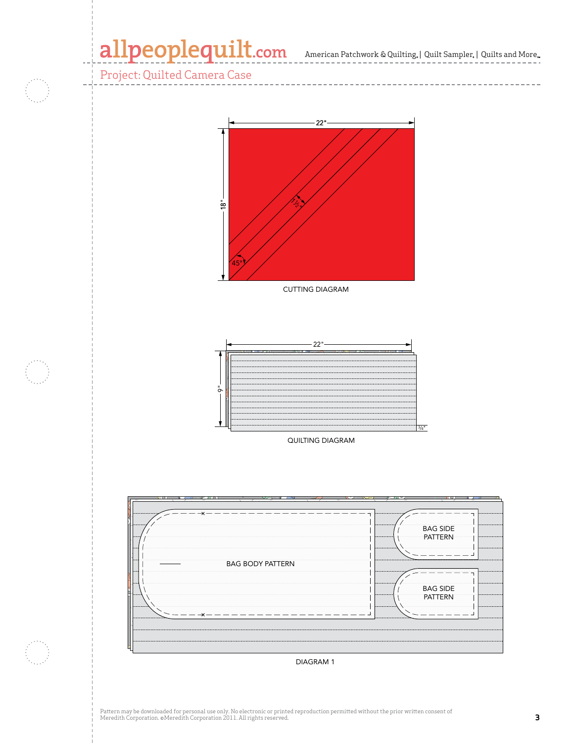Project: Quilted Camera Case

22"

18"

1½"

45°

CUTTING DIAGRAM

22"

9"

¾"

QUILTING DIAGRAM

BAG BODY PATTERN

BAG SIDE PATTERN

BAG SIDE PATTERN

DIAGRAM 1

Pattern may be downloaded for personal use only. No electronic or printed reproduction permitted without the prior written consent of Meredith Corporation. ©Meredith Corporation 2011. All rights reserved.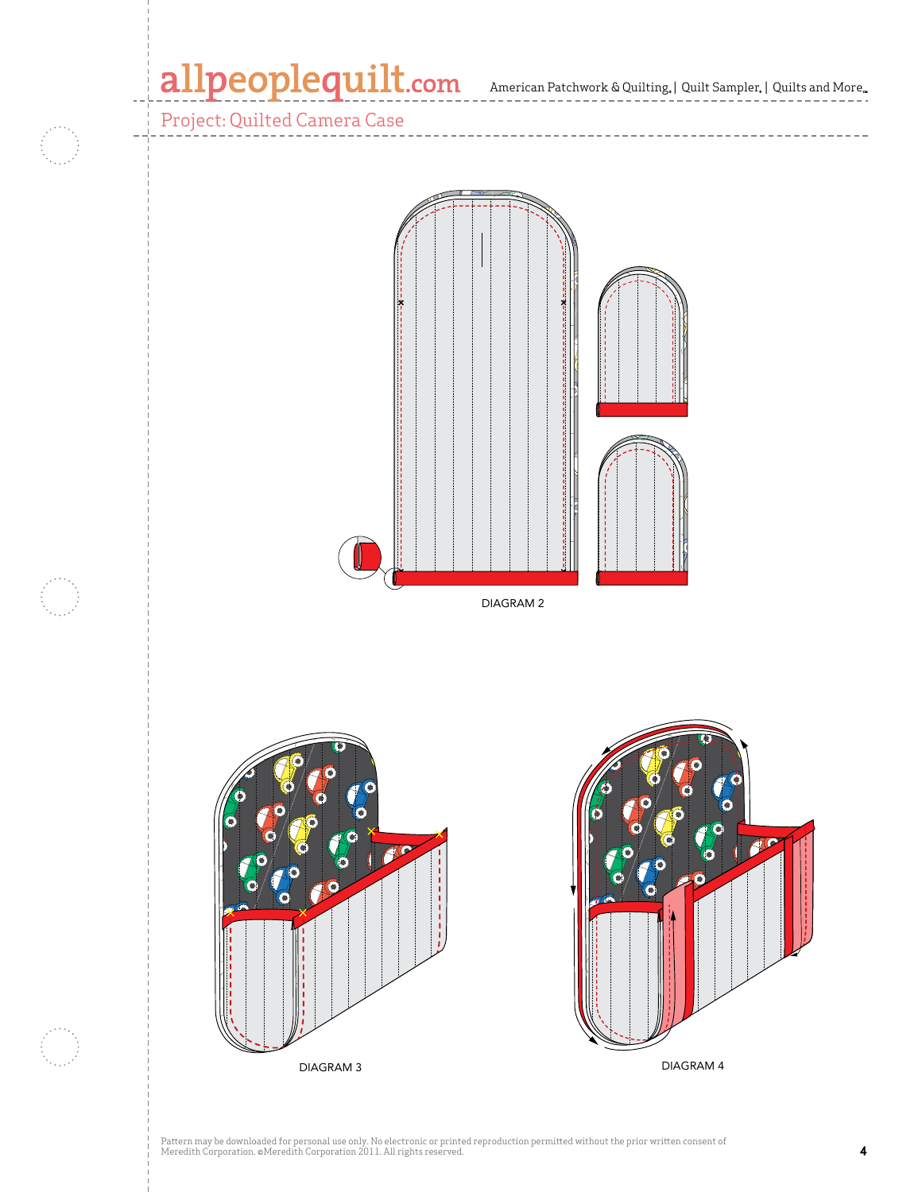DIAGRAM 2

DIAGRAM 3

DIAGRAM 4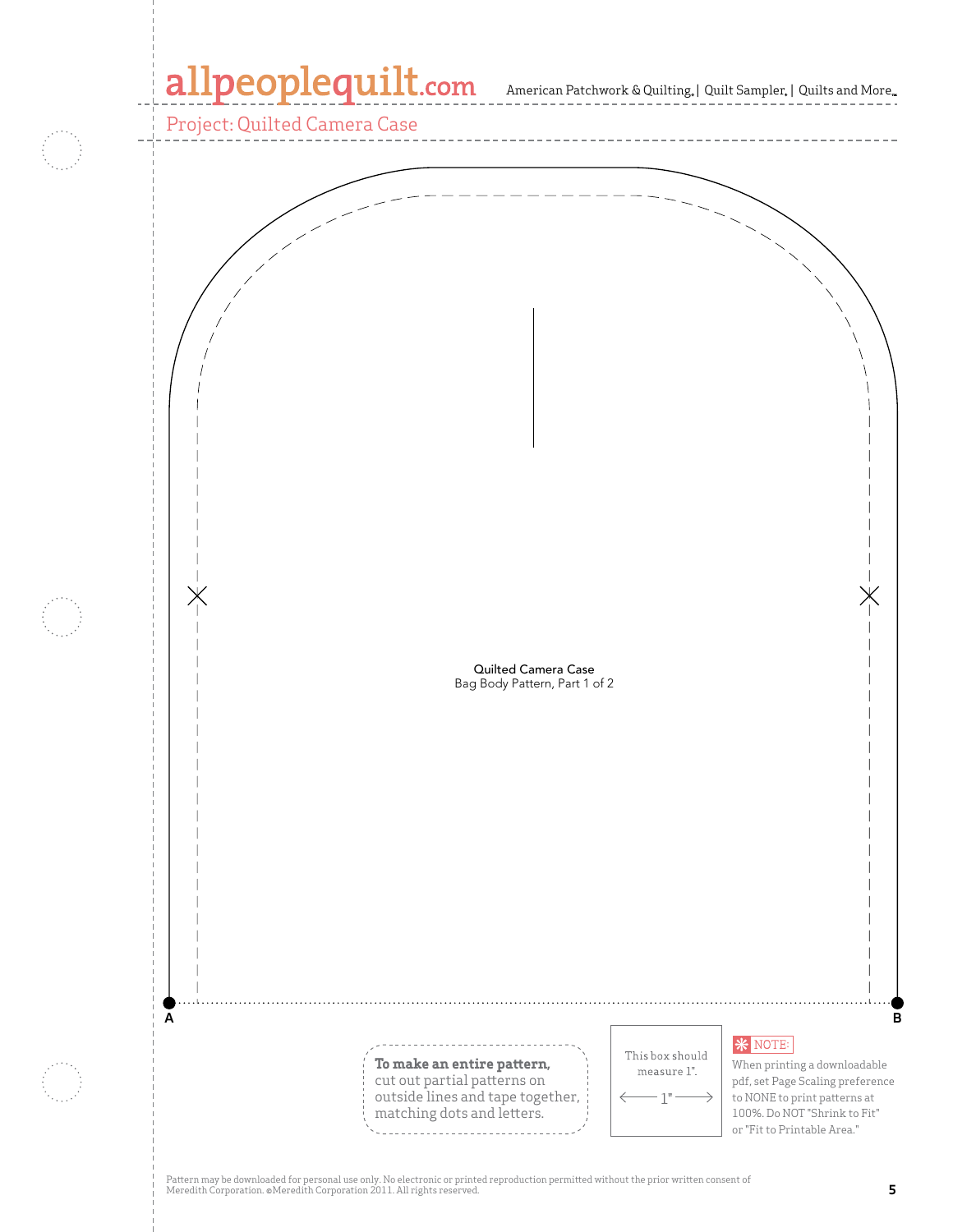Project: Quilted Camera Case

Quilted Camera Case
Bag Body Pattern, Part 1 of 2

A

B

**To make an entire pattern,** cut out partial patterns on outside lines and tape together, matching dots and letters.

This box should measure 1".

1"

NOTE: When printing a downloadable pdf, set Page Scaling preference to NONE to print patterns at 100%. Do NOT "Shrink to Fit" or "Fit to Printable Area."

Pattern may be downloaded for personal use only. No electronic or printed reproduction permitted without the prior written consent of Meredith Corporation. ©Meredith Corporation 2011. All rights reserved.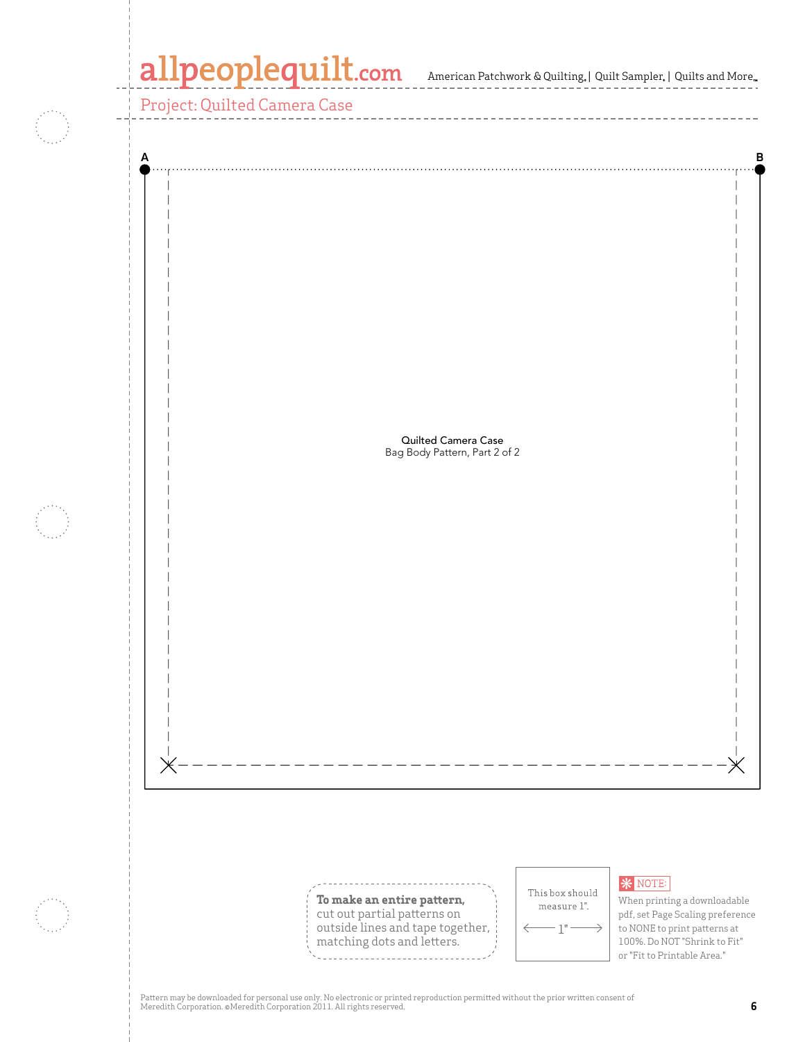Project: Quilted Camera Case

A

B

Quilted Camera Case
Bag Body Pattern, Part 2 of 2

**To make an entire pattern,** cut out partial patterns on outside lines and tape together, matching dots and letters.

This box should measure 1".

1"

NOTE: When printing a downloadable pdf, set Page Scaling preference to NONE to print patterns at 100%. Do NOT "Shrink to Fit" or "Fit to Printable Area."

Pattern may be downloaded for personal use only. No electronic or printed reproduction permitted without the prior written consent of Meredith Corporation. ©Meredith Corporation 2011. All rights reserved.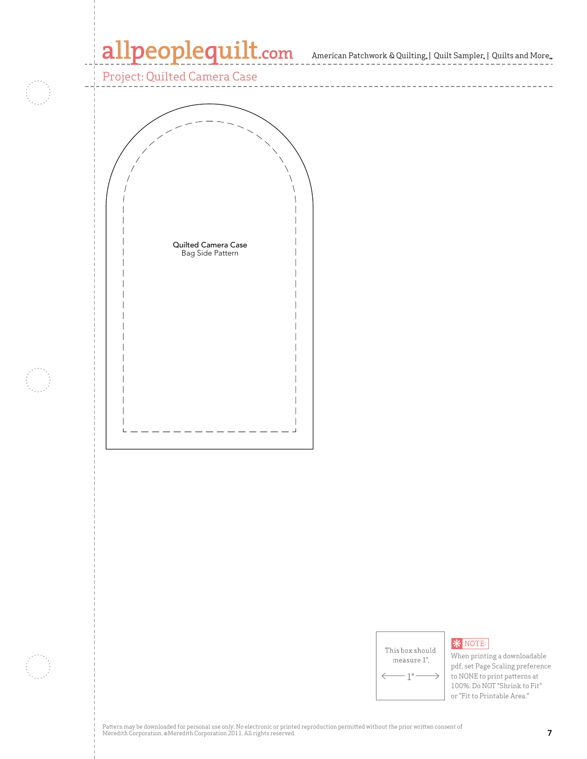Project: Quilted Camera Case

Quilted Camera Case
Bag Side Pattern

This box should measure 1".

1"

NOTE:

When printing a downloadable pdf, set Page Scaling preference to NONE to print patterns at 100%. Do NOT "Shrink to Fit" or "Fit to Printable Area."

Pattern may be downloaded for personal use only. No electronic or printed reproduction permitted without the prior written consent of Meredith Corporation. ©Meredith Corporation 2011. All rights reserved.